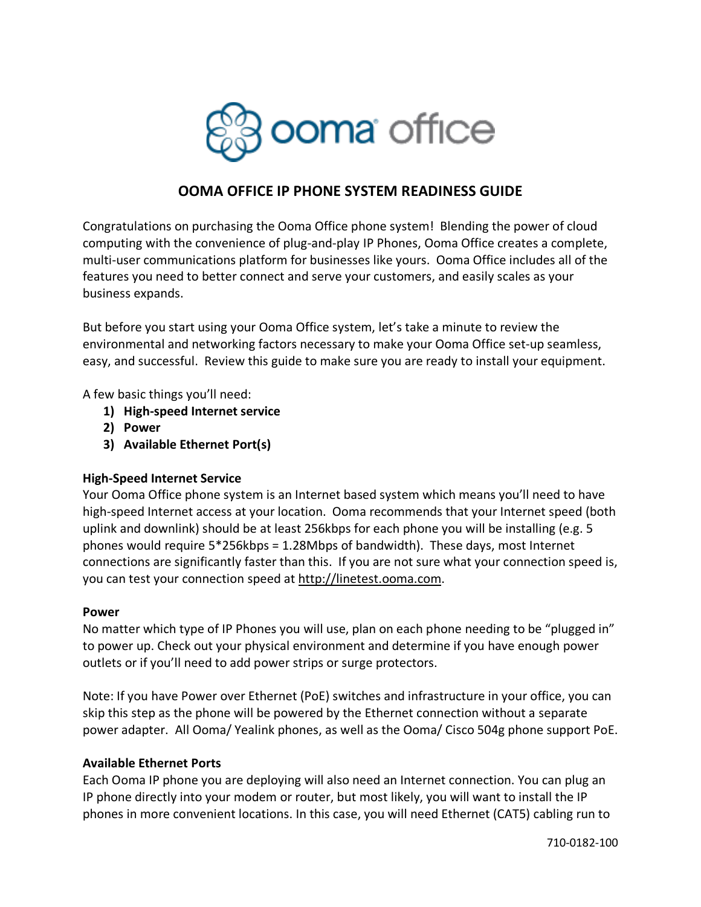ooma office

# OOMA OFFICE IP PHONE SYSTEM READINESS GUIDE

Congratulations on purchasing the Ooma Office phone system! Blending the power of cloud computing with the convenience of plug-and-play IP Phones, Ooma Office creates a complete, multi-user communications platform for businesses like yours. Ooma Office includes all of the features you need to better connect and serve your customers, and easily scales as your business expands.

But before you start using your Ooma Office system, let's take a minute to review the environmental and networking factors necessary to make your Ooma Office set-up seamless, easy, and successful. Review this guide to make sure you are ready to install your equipment.

A few basic things you'll need:

1) **High-speed Internet service**
2) **Power**
3) **Available Ethernet Port(s)**

**High-Speed Internet Service**

Your Ooma Office phone system is an Internet based system which means you'll need to have high-speed Internet access at your location. Ooma recommends that your Internet speed (both uplink and downlink) should be at least 256kbps for each phone you will be installing (e.g. 5 phones would require 5*256kbps = 1.28Mbps of bandwidth). These days, most Internet connections are significantly faster than this. If you are not sure what your connection speed is, you can test your connection speed at http://linetest.ooma.com.

**Power**

No matter which type of IP Phones you will use, plan on each phone needing to be "plugged in" to power up. Check out your physical environment and determine if you have enough power outlets or if you'll need to add power strips or surge protectors.

Note: If you have Power over Ethernet (PoE) switches and infrastructure in your office, you can skip this step as the phone will be powered by the Ethernet connection without a separate power adapter. All Ooma/ Yealink phones, as well as the Ooma/ Cisco 504g phone support PoE.

**Available Ethernet Ports**

Each Ooma IP phone you are deploying will also need an Internet connection. You can plug an IP phone directly into your modem or router, but most likely, you will want to install the IP phones in more convenient locations. In this case, you will need Ethernet (CAT5) cabling run to

710-0182-100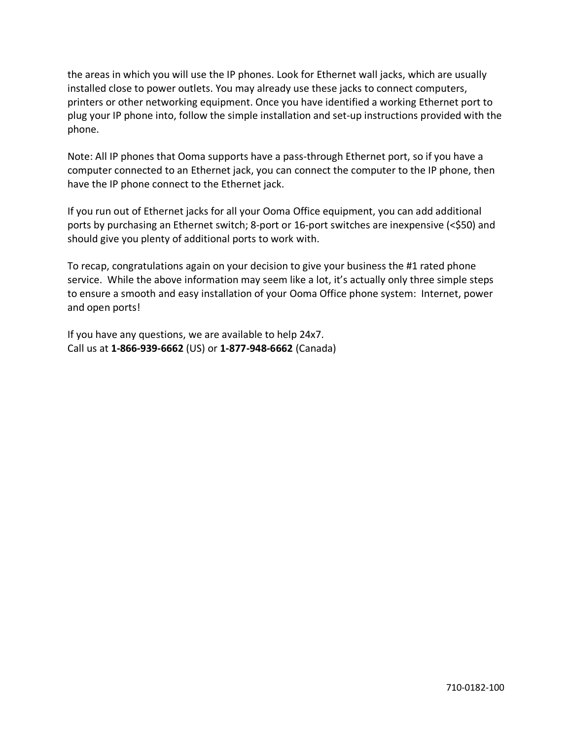the areas in which you will use the IP phones. Look for Ethernet wall jacks, which are usually installed close to power outlets. You may already use these jacks to connect computers, printers or other networking equipment. Once you have identified a working Ethernet port to plug your IP phone into, follow the simple installation and set-up instructions provided with the phone.

Note: All IP phones that Ooma supports have a pass-through Ethernet port, so if you have a computer connected to an Ethernet jack, you can connect the computer to the IP phone, then have the IP phone connect to the Ethernet jack.

If you run out of Ethernet jacks for all your Ooma Office equipment, you can add additional ports by purchasing an Ethernet switch; 8-port or 16-port switches are inexpensive (<$50) and should give you plenty of additional ports to work with.

To recap, congratulations again on your decision to give your business the #1 rated phone service. While the above information may seem like a lot, it's actually only three simple steps to ensure a smooth and easy installation of your Ooma Office phone system: Internet, power and open ports!

If you have any questions, we are available to help 24x7.
Call us at **1-866-939-6662** (US) or **1-877-948-6662** (Canada)

710-0182-100